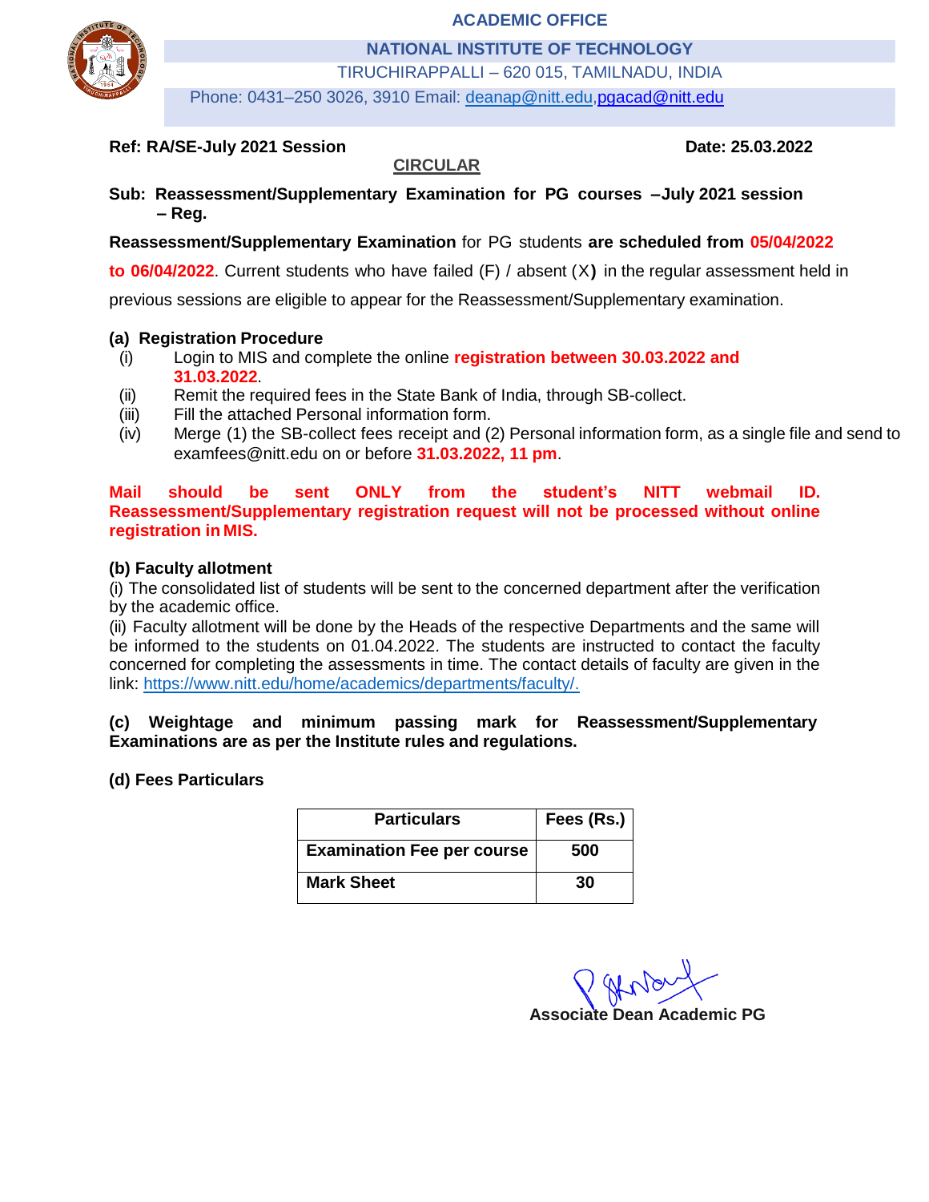ACADEMIC OFFICE

**NATIONAL INSTITUTE OF TECHNOLOGY**

TIRUCHIRAPPALLI – 620 015, TAMILNADU, INDIA

Phone: 0431–250 3026, 3910 Email: deanap@nitt.edu,pgacad@nitt.edu

**Ref: RA/SE-July 2021 Session** **Date: 25.03.2022**

**CIRCULAR**

**Sub: Reassessment/Supplementary Examination for PG courses –July 2021 session – Reg.**

**Reassessment/Supplementary Examination** for PG students **are scheduled from 05/04/2022 to 06/04/2022**. Current students who have failed (F) / absent (X) in the regular assessment held in previous sessions are eligible to appear for the Reassessment/Supplementary examination.

**(a) Registration Procedure**

(i) Login to MIS and complete the online **registration between 30.03.2022 and 31.03.2022**.

(ii) Remit the required fees in the State Bank of India, through SB-collect.

(iii) Fill the attached Personal information form.

(iv) Merge (1) the SB-collect fees receipt and (2) Personal information form, as a single file and send to examfees@nitt.edu on or before **31.03.2022, 11 pm**.

**Mail should be sent ONLY from the student's NITT webmail ID. Reassessment/Supplementary registration request will not be processed without online registration in MIS.**

**(b) Faculty allotment**

(i) The consolidated list of students will be sent to the concerned department after the verification by the academic office.

(ii) Faculty allotment will be done by the Heads of the respective Departments and the same will be informed to the students on 01.04.2022. The students are instructed to contact the faculty concerned for completing the assessments in time. The contact details of faculty are given in the link: https://www.nitt.edu/home/academics/departments/faculty/.

**(c) Weightage and minimum passing mark for Reassessment/Supplementary Examinations are as per the Institute rules and regulations.**

**(d) Fees Particulars**

| Particulars | Fees (Rs.) |
|---|---|
| **Examination Fee per course** | **500** |
| **Mark Sheet** | **30** |

**Associate Dean Academic PG**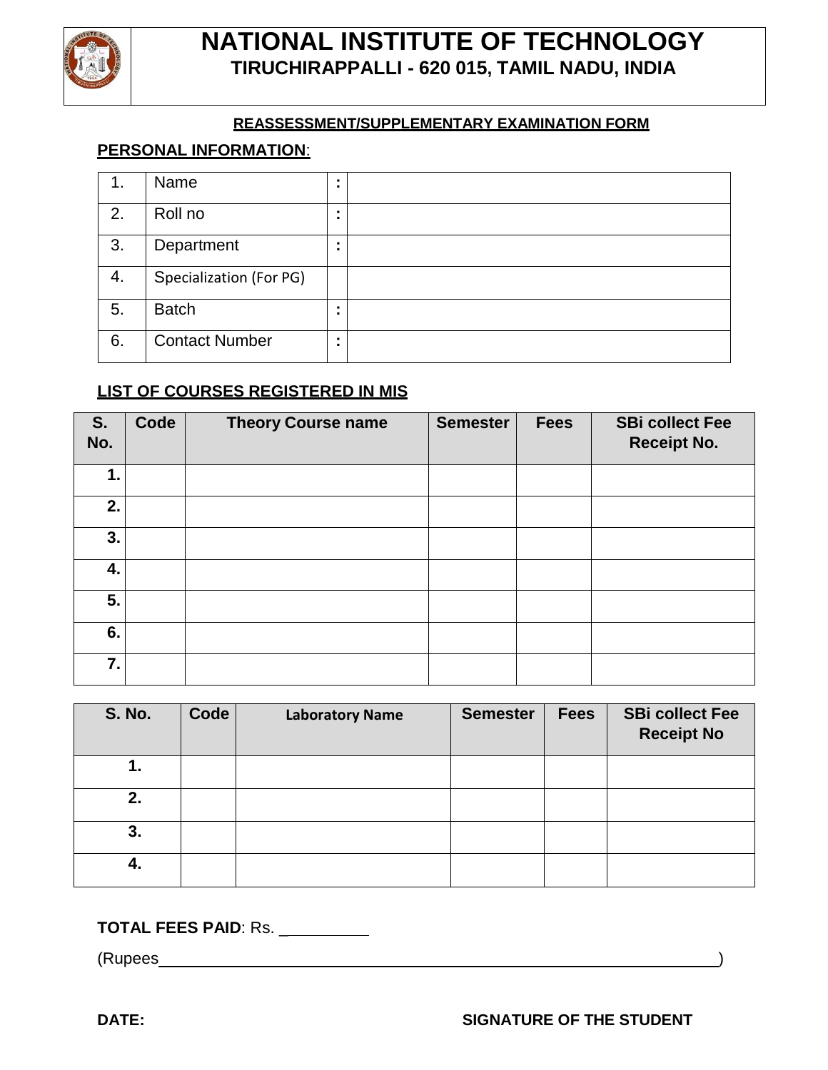# NATIONAL INSTITUTE OF TECHNOLOGY
## TIRUCHIRAPPALLI - 620 015, TAMIL NADU, INDIA

**REASSESSMENT/SUPPLEMENTARY EXAMINATION FORM**

**PERSONAL INFORMATION**:

| | | | |
|---|---|---|---|
| 1. | Name | : | |
| 2. | Roll no | : | |
| 3. | Department | : | |
| 4. | Specialization (For PG) | | |
| 5. | Batch | : | |
| 6. | Contact Number | : | |

**LIST OF COURSES REGISTERED IN MIS**

| S. No. | Code | Theory Course name | Semester | Fees | SBi collect Fee Receipt No. |
|---|---|---|---|---|---|
| 1. | | | | | |
| 2. | | | | | |
| 3. | | | | | |
| 4. | | | | | |
| 5. | | | | | |
| 6. | | | | | |
| 7. | | | | | |

| S. No. | Code | Laboratory Name | Semester | Fees | SBi collect Fee Receipt No |
|---|---|---|---|---|---|
| 1. | | | | | |
| 2. | | | | | |
| 3. | | | | | |
| 4. | | | | | |

**TOTAL FEES PAID**: Rs. __________

(Rupees______________________________________________________________)

**DATE:**

**SIGNATURE OF THE STUDENT**